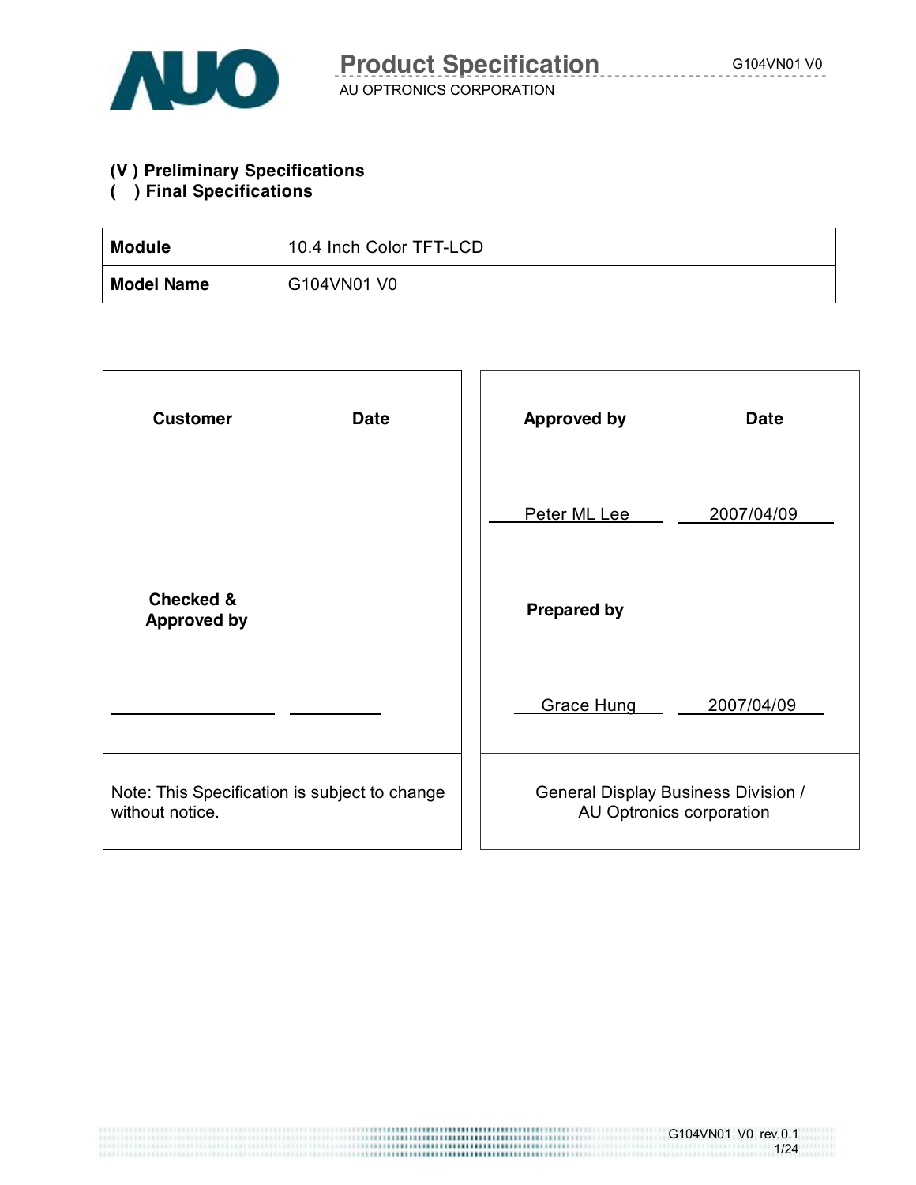**(V ) Preliminary Specifications**
**( ) Final Specifications**

| **Module** | 10.4 Inch Color TFT-LCD |
|---|---|
| **Model Name** | G104VN01 V0 |

| **Customer** | **Date** | **Approved by** | **Date** |
|---|---|---|---|
| | | Peter ML Lee | 2007/04/09 |
| **Checked & Approved by** | | **Prepared by** | |
| | | Grace Hung | 2007/04/09 |
| Note: This Specification is subject to change without notice. | | General Display Business Division / AU Optronics corporation | |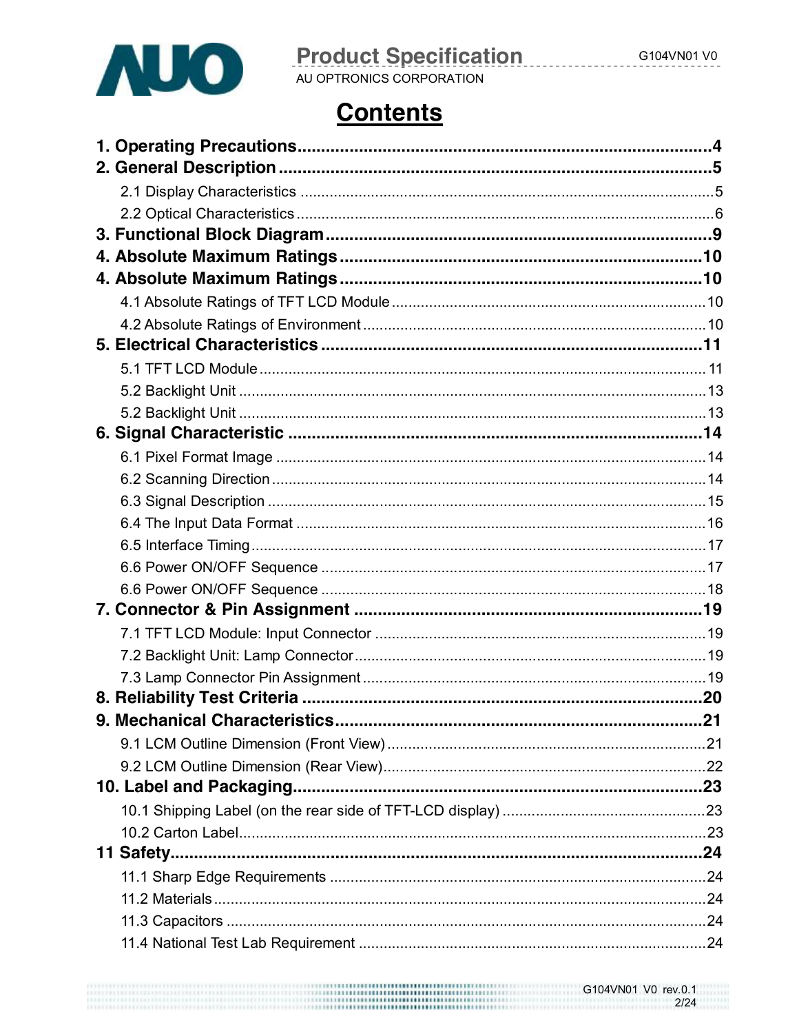# Contents

**1. Operating Precautions........................................................................................4**

**2. General Description............................................................................................5**

2.1 Display Characteristics ....................................................................................................5

2.2 Optical Characteristics.....................................................................................................6

**3. Functional Block Diagram...................................................................................9**

**4. Absolute Maximum Ratings...............................................................................10**

**4. Absolute Maximum Ratings...............................................................................10**

4.1 Absolute Ratings of TFT LCD Module...........................................................................10

4.2 Absolute Ratings of Environment...................................................................................10

**5. Electrical Characteristics..................................................................................11**

5.1 TFT LCD Module............................................................................................................11

5.2 Backlight Unit .................................................................................................................13

5.2 Backlight Unit .................................................................................................................13

**6. Signal Characteristic ........................................................................................14**

6.1 Pixel Format Image ........................................................................................................14

6.2 Scanning Direction .........................................................................................................14

6.3 Signal Description ..........................................................................................................15

6.4 The Input Data Format ...................................................................................................16

6.5 Interface Timing..............................................................................................................17

6.6 Power ON/OFF Sequence .............................................................................................17

6.6 Power ON/OFF Sequence .............................................................................................18

**7. Connector & Pin Assignment ..........................................................................19**

7.1 TFT LCD Module: Input Connector ................................................................................19

7.2 Backlight Unit: Lamp Connector.....................................................................................19

7.3 Lamp Connector Pin Assignment...................................................................................19

**8. Reliability Test Criteria ....................................................................................20**

**9. Mechanical Characteristics...............................................................................21**

9.1 LCM Outline Dimension (Front View).............................................................................21

9.2 LCM Outline Dimension (Rear View)..............................................................................22

**10. Label and Packaging.......................................................................................23**

10.1 Shipping Label (on the rear side of TFT-LCD display) .................................................23

10.2 Carton Label.................................................................................................................23

**11 Safety................................................................................................................24**

11.1 Sharp Edge Requirements ...........................................................................................24

11.2 Materials.......................................................................................................................24

11.3 Capacitors ....................................................................................................................24

11.4 National Test Lab Requirement ....................................................................................24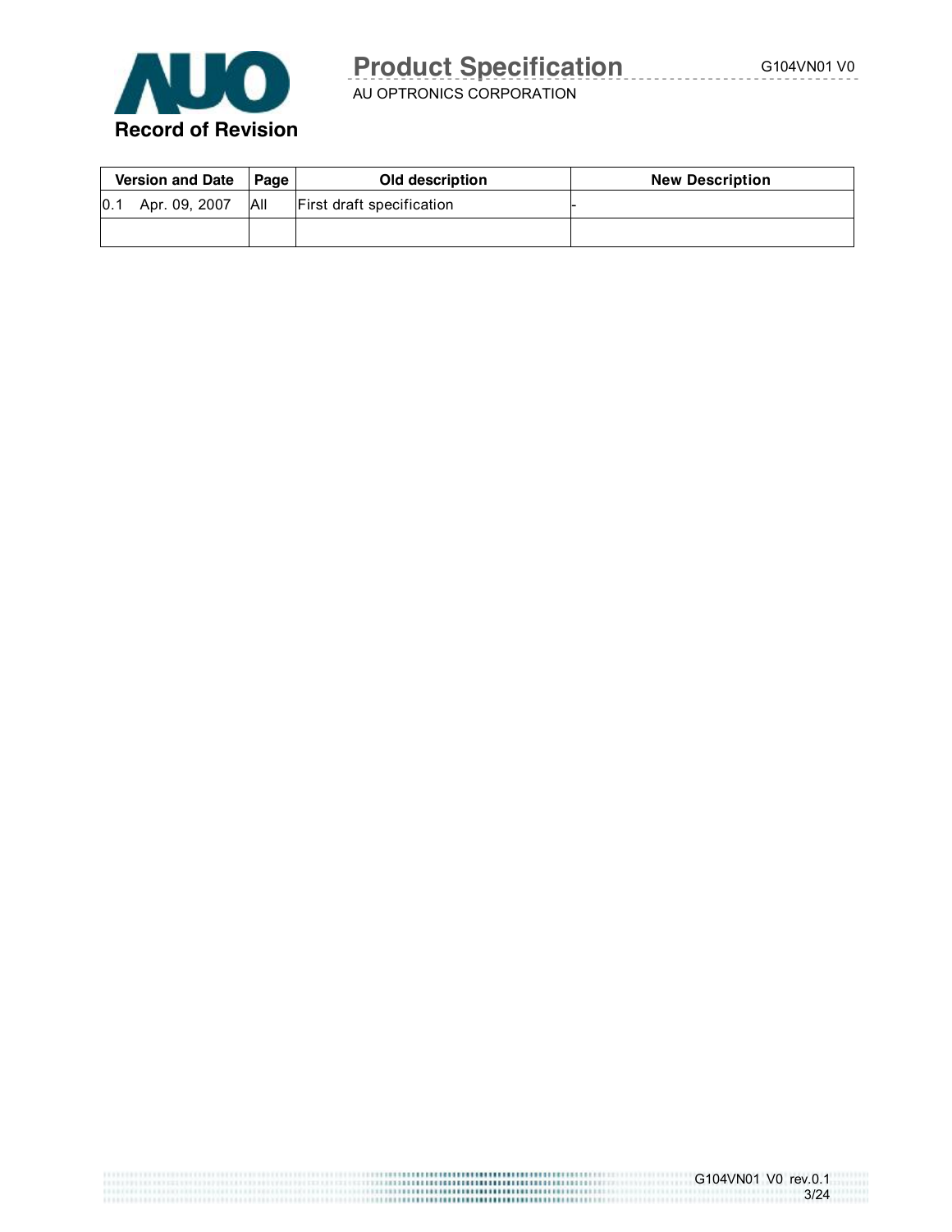## Record of Revision

| Version and Date | Page | Old description | New Description |
|---|---|---|---|
| 0.1 Apr. 09, 2007 | All | First draft specification | - |
| | | | |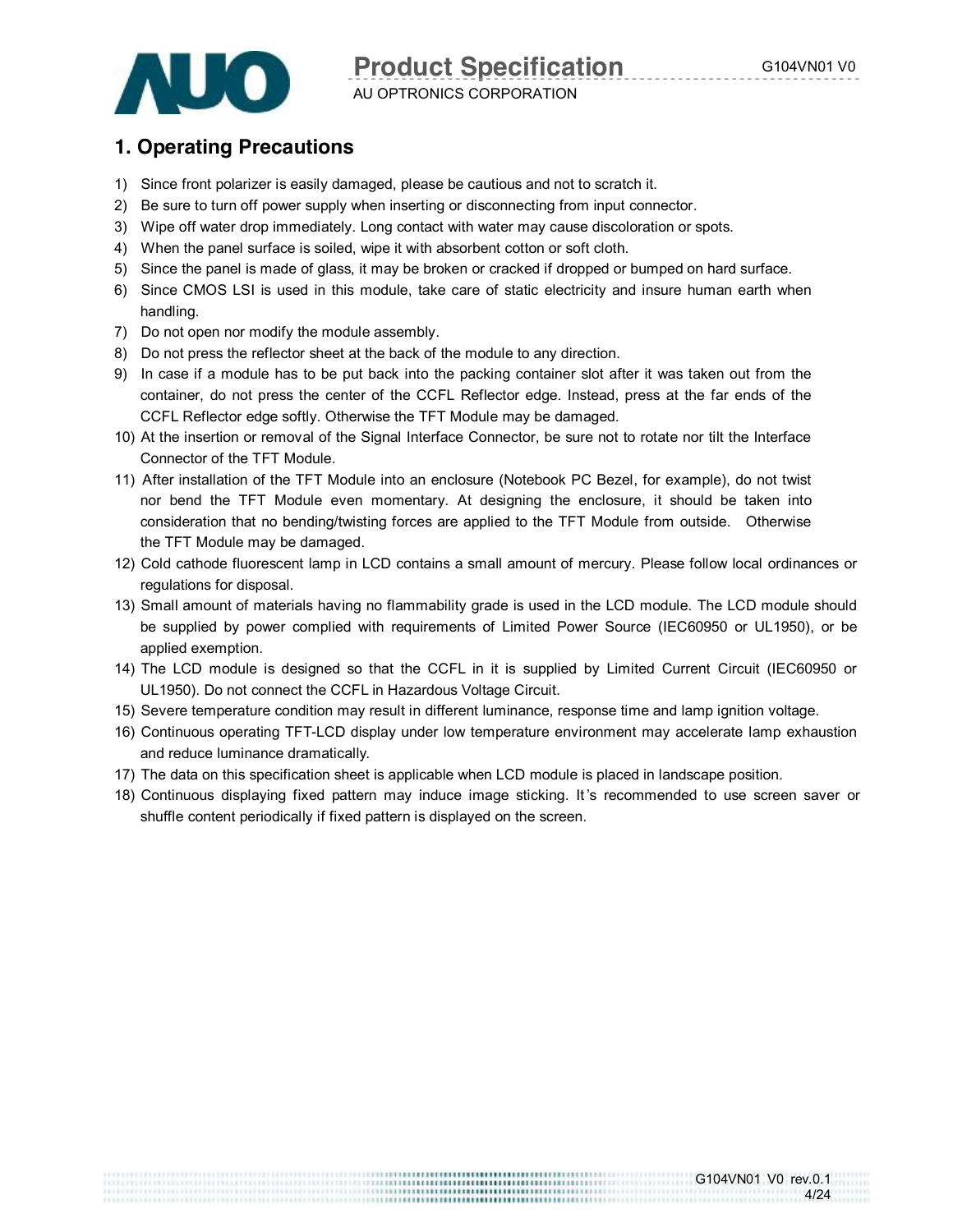# 1. Operating Precautions

1) Since front polarizer is easily damaged, please be cautious and not to scratch it.
2) Be sure to turn off power supply when inserting or disconnecting from input connector.
3) Wipe off water drop immediately. Long contact with water may cause discoloration or spots.
4) When the panel surface is soiled, wipe it with absorbent cotton or soft cloth.
5) Since the panel is made of glass, it may be broken or cracked if dropped or bumped on hard surface.
6) Since CMOS LSI is used in this module, take care of static electricity and insure human earth when handling.
7) Do not open nor modify the module assembly.
8) Do not press the reflector sheet at the back of the module to any direction.
9) In case if a module has to be put back into the packing container slot after it was taken out from the container, do not press the center of the CCFL Reflector edge. Instead, press at the far ends of the CCFL Reflector edge softly. Otherwise the TFT Module may be damaged.
10) At the insertion or removal of the Signal Interface Connector, be sure not to rotate nor tilt the Interface Connector of the TFT Module.
11) After installation of the TFT Module into an enclosure (Notebook PC Bezel, for example), do not twist nor bend the TFT Module even momentary. At designing the enclosure, it should be taken into consideration that no bending/twisting forces are applied to the TFT Module from outside. Otherwise the TFT Module may be damaged.
12) Cold cathode fluorescent lamp in LCD contains a small amount of mercury. Please follow local ordinances or regulations for disposal.
13) Small amount of materials having no flammability grade is used in the LCD module. The LCD module should be supplied by power complied with requirements of Limited Power Source (IEC60950 or UL1950), or be applied exemption.
14) The LCD module is designed so that the CCFL in it is supplied by Limited Current Circuit (IEC60950 or UL1950). Do not connect the CCFL in Hazardous Voltage Circuit.
15) Severe temperature condition may result in different luminance, response time and lamp ignition voltage.
16) Continuous operating TFT-LCD display under low temperature environment may accelerate lamp exhaustion and reduce luminance dramatically.
17) The data on this specification sheet is applicable when LCD module is placed in landscape position.
18) Continuous displaying fixed pattern may induce image sticking. It's recommended to use screen saver or shuffle content periodically if fixed pattern is displayed on the screen.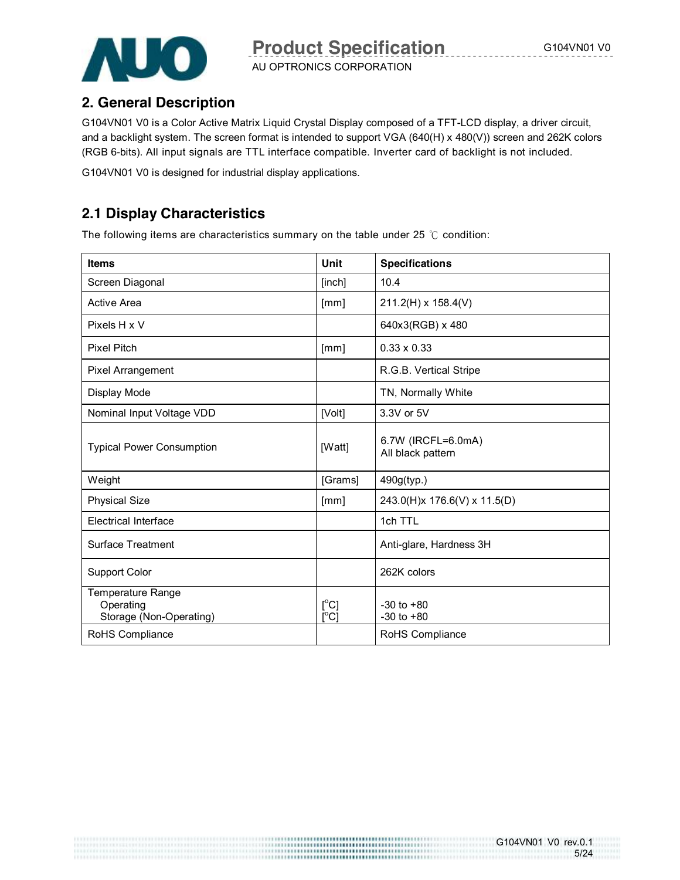## 2. General Description

G104VN01 V0 is a Color Active Matrix Liquid Crystal Display composed of a TFT-LCD display, a driver circuit, and a backlight system. The screen format is intended to support VGA (640(H) x 480(V)) screen and 262K colors (RGB 6-bits). All input signals are TTL interface compatible. Inverter card of backlight is not included.

G104VN01 V0 is designed for industrial display applications.

## 2.1 Display Characteristics

The following items are characteristics summary on the table under 25 ℃ condition:

| Items | Unit | Specifications |
|---|---|---|
| Screen Diagonal | [inch] | 10.4 |
| Active Area | [mm] | 211.2(H) x 158.4(V) |
| Pixels H x V | | 640x3(RGB) x 480 |
| Pixel Pitch | [mm] | 0.33 x 0.33 |
| Pixel Arrangement | | R.G.B. Vertical Stripe |
| Display Mode | | TN, Normally White |
| Nominal Input Voltage VDD | [Volt] | 3.3V or 5V |
| Typical Power Consumption | [Watt] | 6.7W (IRCFL=6.0mA)<br>All black pattern |
| Weight | [Grams] | 490g(typ.) |
| Physical Size | [mm] | 243.0(H)x 176.6(V) x 11.5(D) |
| Electrical Interface | | 1ch TTL |
| Surface Treatment | | Anti-glare, Hardness 3H |
| Support Color | | 262K colors |
| Temperature Range<br>Operating<br>Storage (Non-Operating) | <br>[°C]<br>[°C] | <br>-30 to +80<br>-30 to +80 |
| RoHS Compliance | | RoHS Compliance |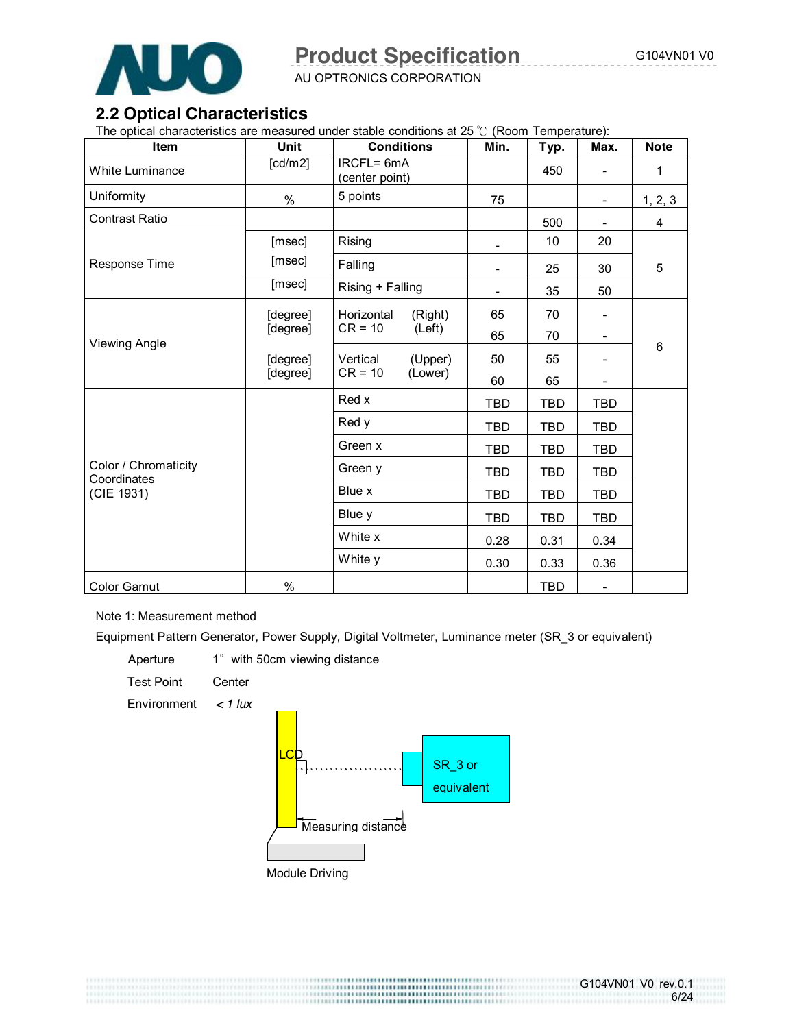## 2.2 Optical Characteristics

The optical characteristics are measured under stable conditions at 25 ℃ (Room Temperature):

| Item | Unit | Conditions | Min. | Typ. | Max. | Note |
|---|---|---|---|---|---|---|
| White Luminance | [cd/m2] | IRCFL= 6mA (center point) | | 450 | - | 1 |
| Uniformity | % | 5 points | 75 | | - | 1, 2, 3 |
| Contrast Ratio | | | | 500 | - | 4 |
| Response Time | [msec] | Rising | - | 10 | 20 | 5 |
| | [msec] | Falling | - | 25 | 30 | |
| | [msec] | Rising + Falling | - | 35 | 50 | |
| Viewing Angle | [degree] | Horizontal CR = 10 (Right) | 65 | 70 | - | 6 |
| | [degree] | Horizontal CR = 10 (Left) | 65 | 70 | - | |
| | [degree] | Vertical CR = 10 (Upper) | 50 | 55 | - | |
| | [degree] | Vertical CR = 10 (Lower) | 60 | 65 | - | |
| Color / Chromaticity Coordinates (CIE 1931) | | Red x | TBD | TBD | TBD | |
| | | Red y | TBD | TBD | TBD | |
| | | Green x | TBD | TBD | TBD | |
| | | Green y | TBD | TBD | TBD | |
| | | Blue x | TBD | TBD | TBD | |
| | | Blue y | TBD | TBD | TBD | |
| | | White x | 0.28 | 0.31 | 0.34 | |
| | | White y | 0.30 | 0.33 | 0.36 | |
| Color Gamut | % | | | TBD | - | |

Note 1: Measurement method

Equipment Pattern Generator, Power Supply, Digital Voltmeter, Luminance meter (SR_3 or equivalent)

Aperture 1° with 50cm viewing distance

Test Point Center

Environment < *1 lux*

LCD

SR_3 or equivalent

Measuring distance

Module Driving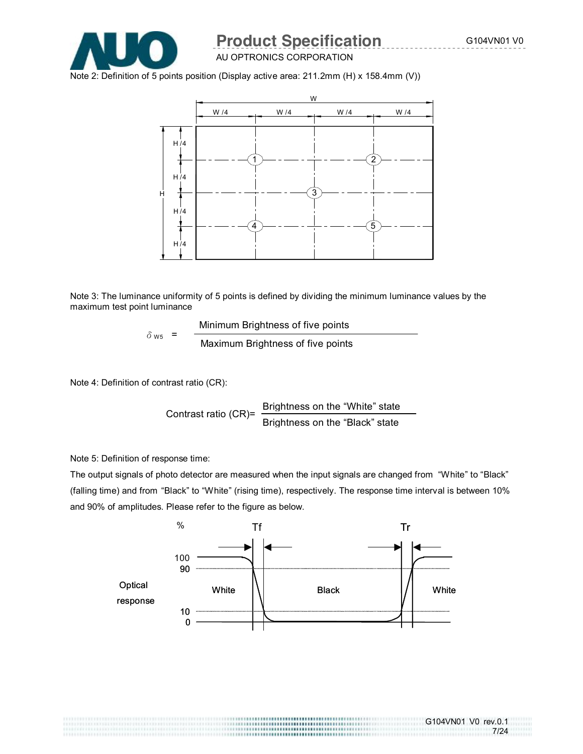Note 2: Definition of 5 points position (Display active area: 211.2mm (H) x 158.4mm (V))

Note 3: The luminance uniformity of 5 points is defined by dividing the minimum luminance values by the maximum test point luminance

$$\delta_{W5} = \frac{\text{Minimum Brightness of five points}}{\text{Maximum Brightness of five points}}$$

Note 4: Definition of contrast ratio (CR):

$$\text{Contrast ratio (CR)} = \frac{\text{Brightness on the "White" state}}{\text{Brightness on the "Black" state}}$$

Note 5: Definition of response time:

The output signals of photo detector are measured when the input signals are changed from "White" to "Black" (falling time) and from "Black" to "White" (rising time), respectively. The response time interval is between 10% and 90% of amplitudes. Please refer to the figure as below.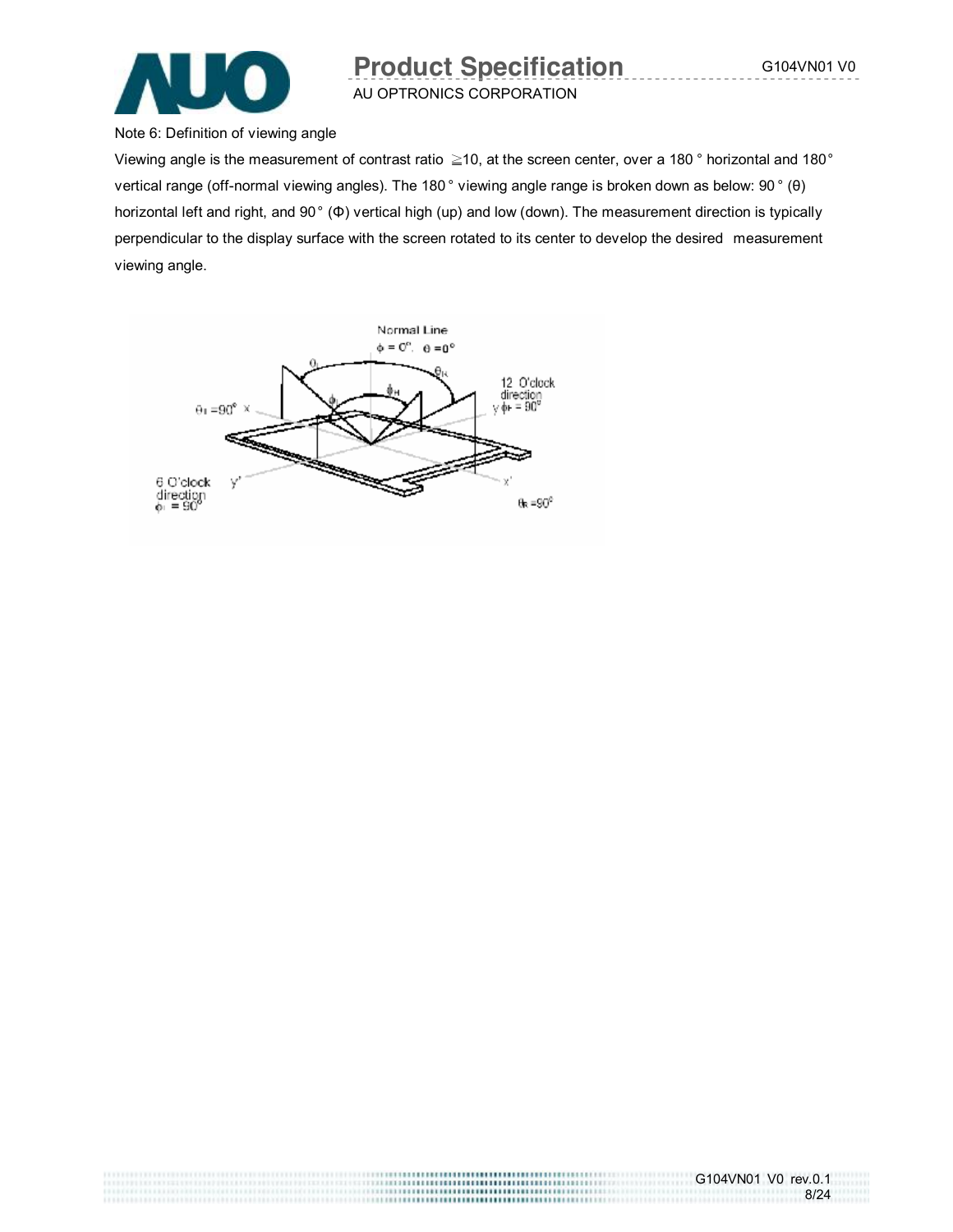Note 6: Definition of viewing angle

Viewing angle is the measurement of contrast ratio ≧10, at the screen center, over a 180 ° horizontal and 180° vertical range (off-normal viewing angles). The 180° viewing angle range is broken down as below: 90° (θ) horizontal left and right, and 90° (Φ) vertical high (up) and low (down). The measurement direction is typically perpendicular to the display surface with the screen rotated to its center to develop the desired measurement viewing angle.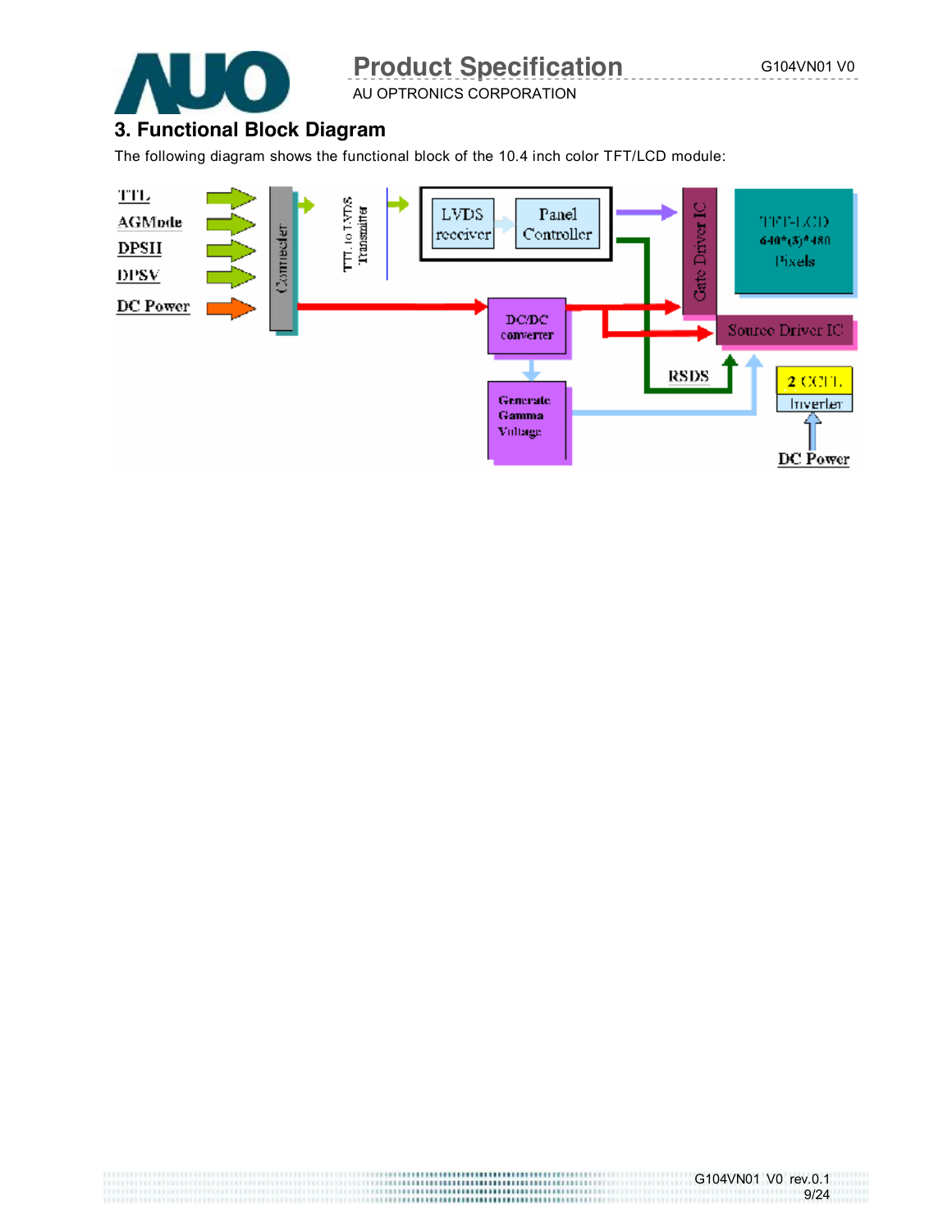## 3. Functional Block Diagram

The following diagram shows the functional block of the 10.4 inch color TFT/LCD module:

TTL
AGMode
DPSH
DPSV
DC Power

Connecter

TTL to LVDS Transmitter

LVDS receiver
Panel Controller

Gate Driver IC

TFT-LCD 640*(3)*480 Pixels

DC/DC converter

Source Driver IC

RSDS

Generate Gamma Voltage

2 CCFL
Inverter

DC Power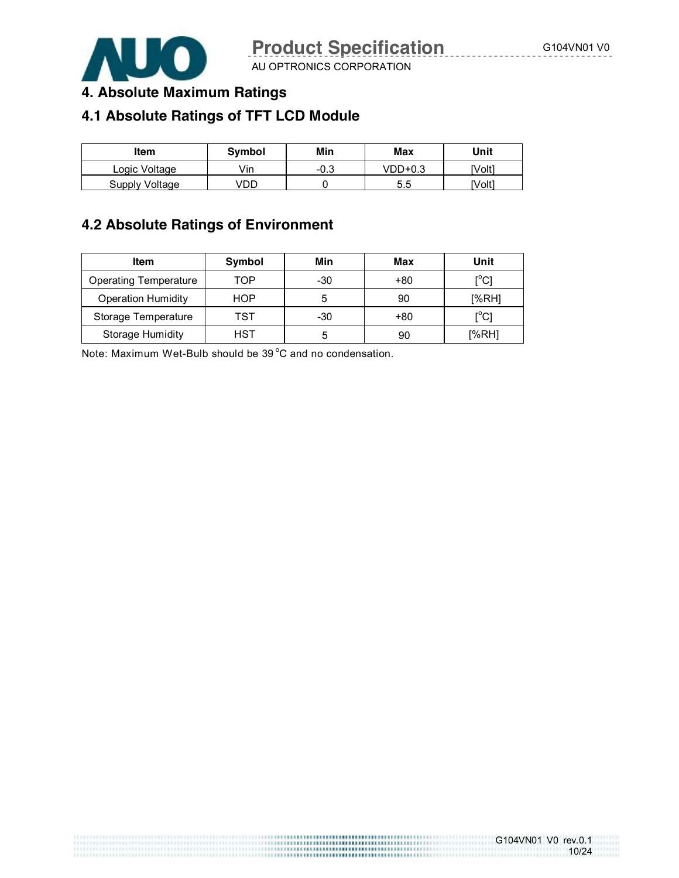# 4. Absolute Maximum Ratings

## 4.1 Absolute Ratings of TFT LCD Module

| Item | Symbol | Min | Max | Unit |
|---|---|---|---|---|
| Logic Voltage | Vin | -0.3 | VDD+0.3 | [Volt] |
| Supply Voltage | VDD | 0 | 5.5 | [Volt] |

## 4.2 Absolute Ratings of Environment

| Item | Symbol | Min | Max | Unit |
|---|---|---|---|---|
| Operating Temperature | TOP | -30 | +80 | [°C] |
| Operation Humidity | HOP | 5 | 90 | [%RH] |
| Storage Temperature | TST | -30 | +80 | [°C] |
| Storage Humidity | HST | 5 | 90 | [%RH] |

Note: Maximum Wet-Bulb should be 39 °C and no condensation.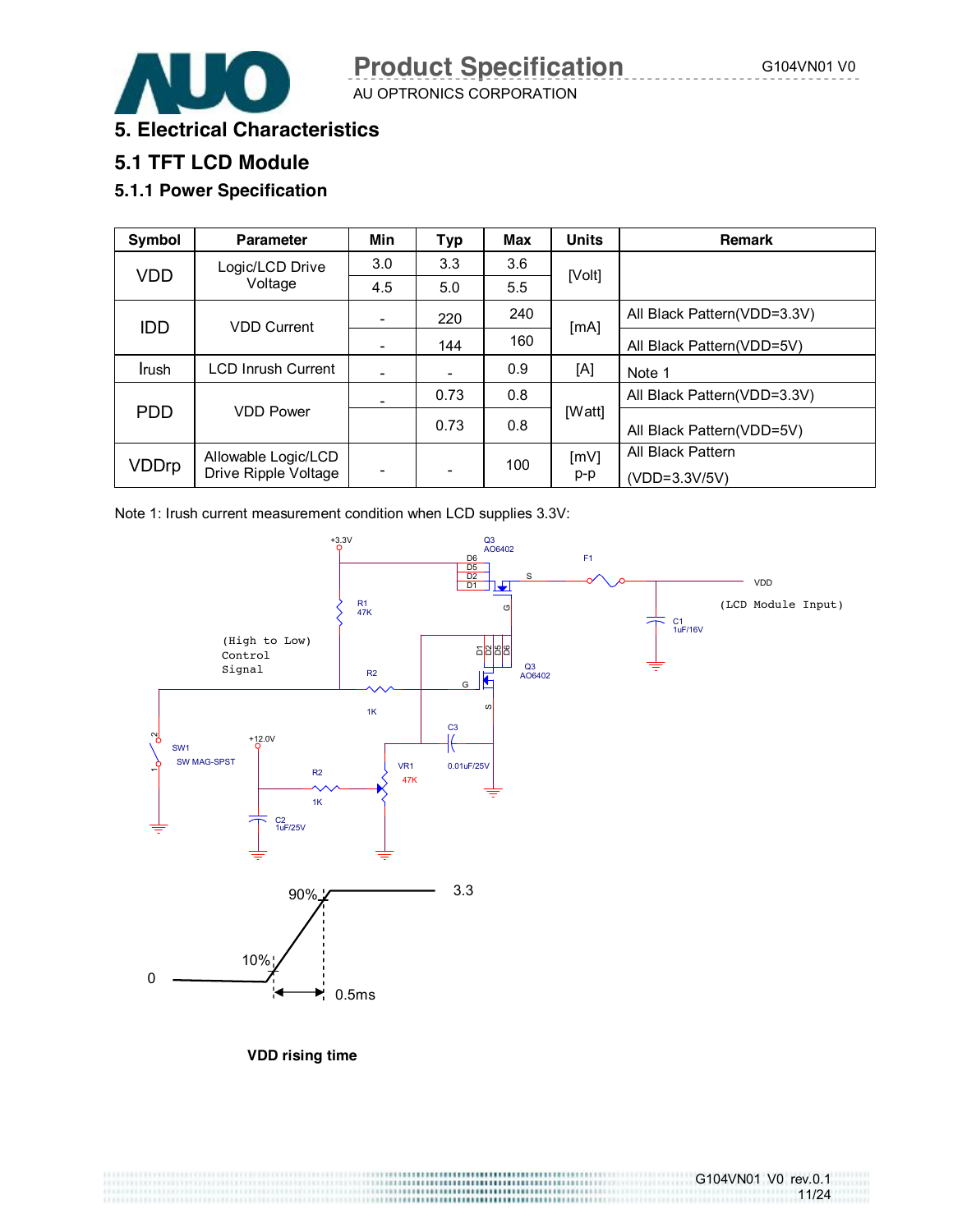# 5. Electrical Characteristics

## 5.1 TFT LCD Module

### 5.1.1 Power Specification

| Symbol | Parameter | Min | Typ | Max | Units | Remark |
|---|---|---|---|---|---|---|
| VDD | Logic/LCD Drive Voltage | 3.0 | 3.3 | 3.6 | [Volt] | |
| | | 4.5 | 5.0 | 5.5 | | |
| IDD | VDD Current | - | 220 | 240 | [mA] | All Black Pattern(VDD=3.3V) |
| | | - | 144 | 160 | | All Black Pattern(VDD=5V) |
| Irush | LCD Inrush Current | - | - | 0.9 | [A] | Note 1 |
| PDD | VDD Power | - | 0.73 | 0.8 | [Watt] | All Black Pattern(VDD=3.3V) |
| | | | 0.73 | 0.8 | | All Black Pattern(VDD=5V) |
| VDDrp | Allowable Logic/LCD Drive Ripple Voltage | - | - | 100 | [mV] p-p | All Black Pattern (VDD=3.3V/5V) |

Note 1: Irush current measurement condition when LCD supplies 3.3V:

**VDD rising time**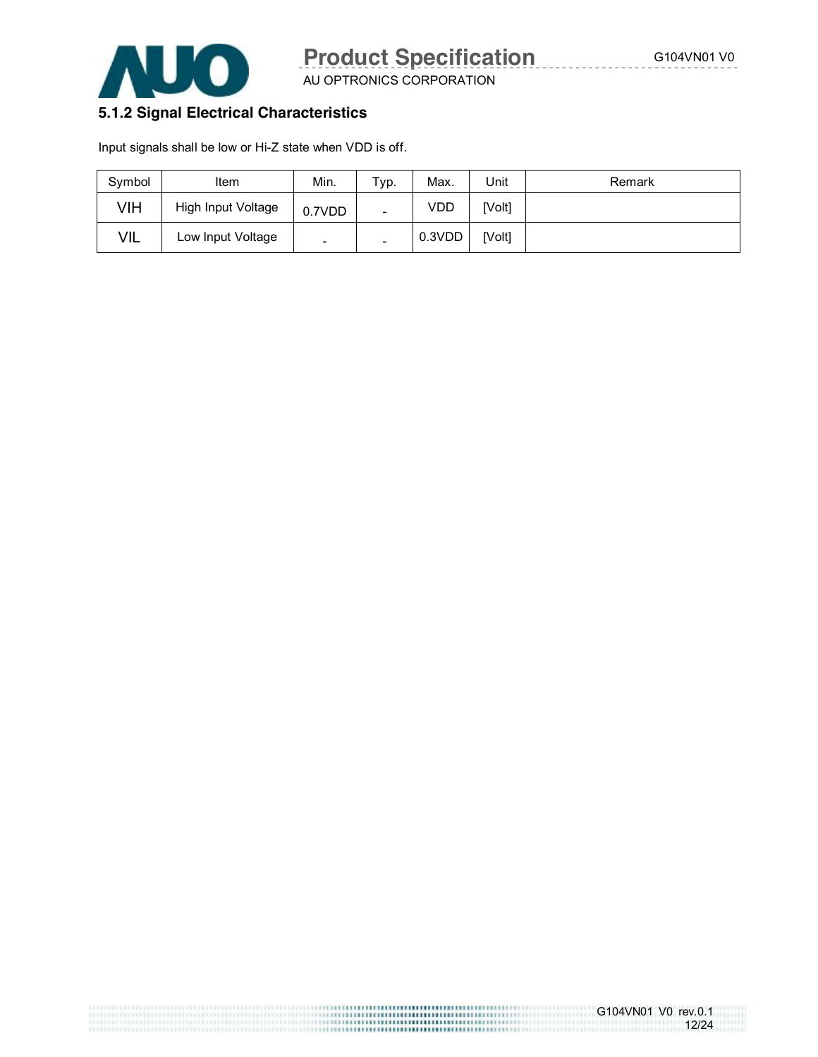### 5.1.2 Signal Electrical Characteristics

Input signals shall be low or Hi-Z state when VDD is off.

| Symbol | Item | Min. | Typ. | Max. | Unit | Remark |
|---|---|---|---|---|---|---|
| VIH | High Input Voltage | 0.7VDD | - | VDD | [Volt] | |
| VIL | Low Input Voltage | - | - | 0.3VDD | [Volt] | |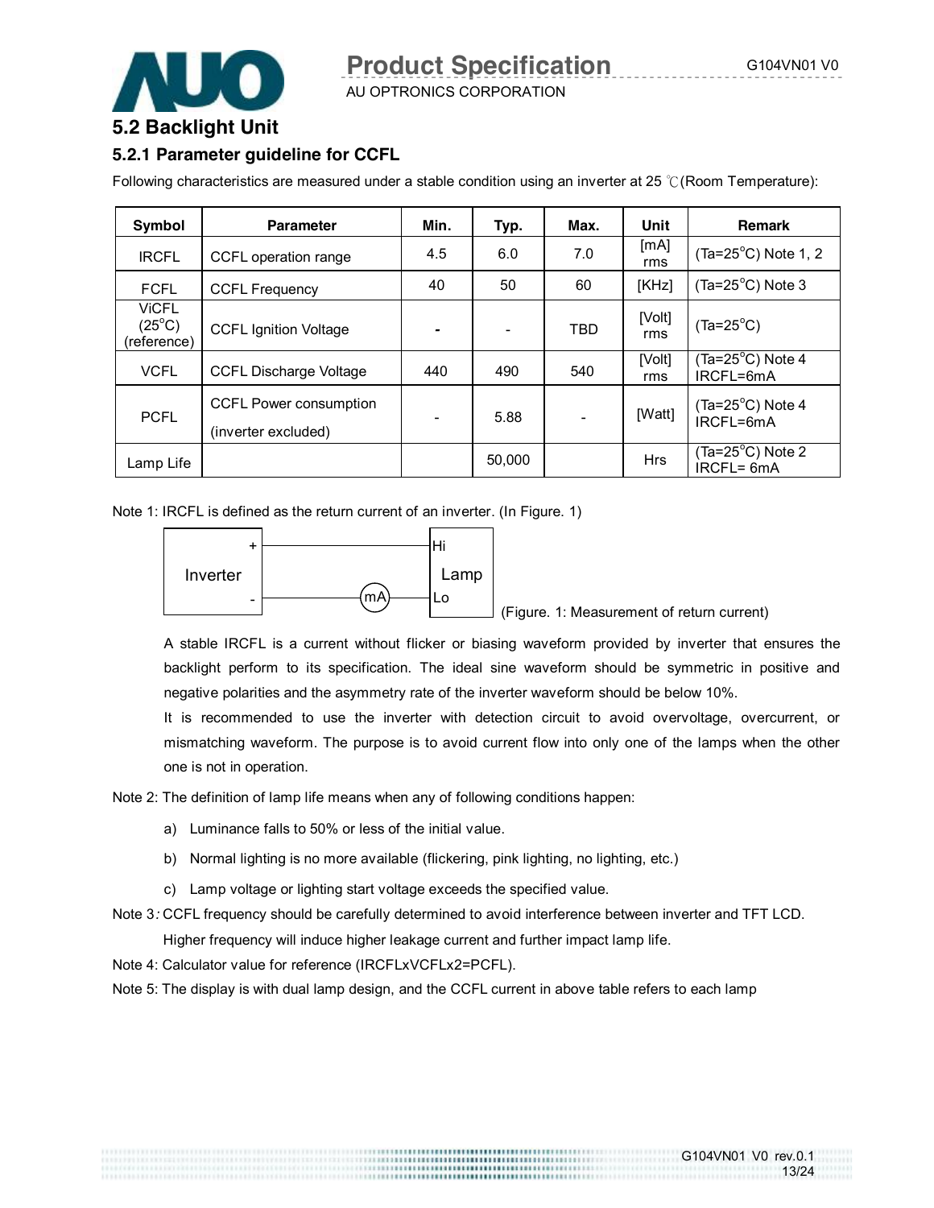## 5.2 Backlight Unit

### 5.2.1 Parameter guideline for CCFL

Following characteristics are measured under a stable condition using an inverter at 25 ℃(Room Temperature):

| Symbol | Parameter | Min. | Typ. | Max. | Unit | Remark |
|---|---|---|---|---|---|---|
| IRCFL | CCFL operation range | 4.5 | 6.0 | 7.0 | [mA] rms | (Ta=25°C) Note 1, 2 |
| FCFL | CCFL Frequency | 40 | 50 | 60 | [KHz] | (Ta=25°C) Note 3 |
| ViCFL (25°C) (reference) | CCFL Ignition Voltage | - | - | TBD | [Volt] rms | (Ta=25°C) |
| VCFL | CCFL Discharge Voltage | 440 | 490 | 540 | [Volt] rms | (Ta=25°C) Note 4 IRCFL=6mA |
| PCFL | CCFL Power consumption (inverter excluded) | - | 5.88 | - | [Watt] | (Ta=25°C) Note 4 IRCFL=6mA |
| Lamp Life | | | 50,000 | | Hrs | (Ta=25°C) Note 2 IRCFL= 6mA |

Note 1: IRCFL is defined as the return current of an inverter. (In Figure. 1)

Inverter (+) ── Hi Lamp Lo ── (mA) ── (-) Inverter

(Figure. 1: Measurement of return current)

A stable IRCFL is a current without flicker or biasing waveform provided by inverter that ensures the backlight perform to its specification. The ideal sine waveform should be symmetric in positive and negative polarities and the asymmetry rate of the inverter waveform should be below 10%.

It is recommended to use the inverter with detection circuit to avoid overvoltage, overcurrent, or mismatching waveform. The purpose is to avoid current flow into only one of the lamps when the other one is not in operation.

Note 2: The definition of lamp life means when any of following conditions happen:

a) Luminance falls to 50% or less of the initial value.

b) Normal lighting is no more available (flickering, pink lighting, no lighting, etc.)

c) Lamp voltage or lighting start voltage exceeds the specified value.

Note 3*:* CCFL frequency should be carefully determined to avoid interference between inverter and TFT LCD. Higher frequency will induce higher leakage current and further impact lamp life.

Note 4: Calculator value for reference (IRCFLxVCFLx2=PCFL).

Note 5: The display is with dual lamp design, and the CCFL current in above table refers to each lamp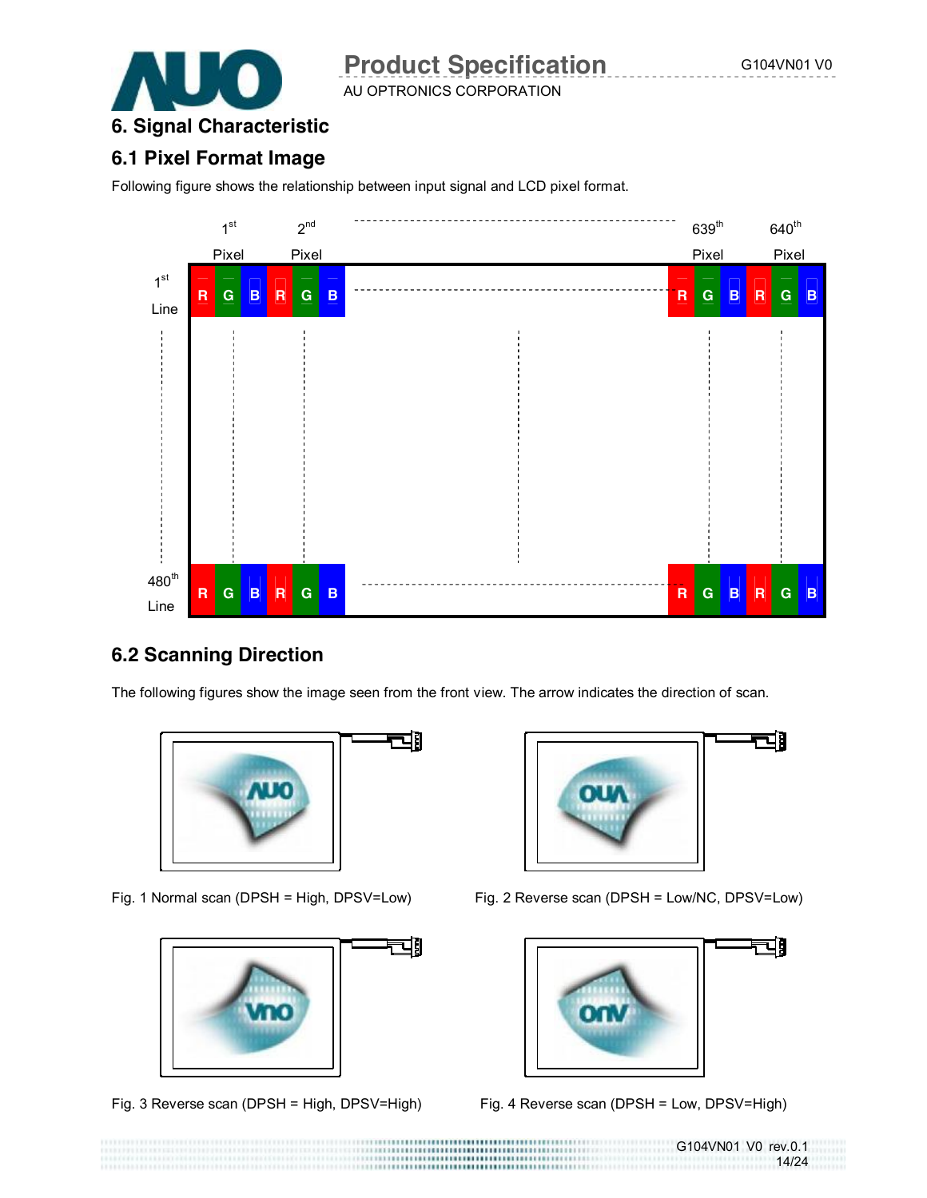# 6. Signal Characteristic

## 6.1 Pixel Format Image

Following figure shows the relationship between input signal and LCD pixel format.

## 6.2 Scanning Direction

The following figures show the image seen from the front view. The arrow indicates the direction of scan.

Fig. 1 Normal scan (DPSH = High, DPSV=Low)

Fig. 2 Reverse scan (DPSH = Low/NC, DPSV=Low)

Fig. 3 Reverse scan (DPSH = High, DPSV=High)

Fig. 4 Reverse scan (DPSH = Low, DPSV=High)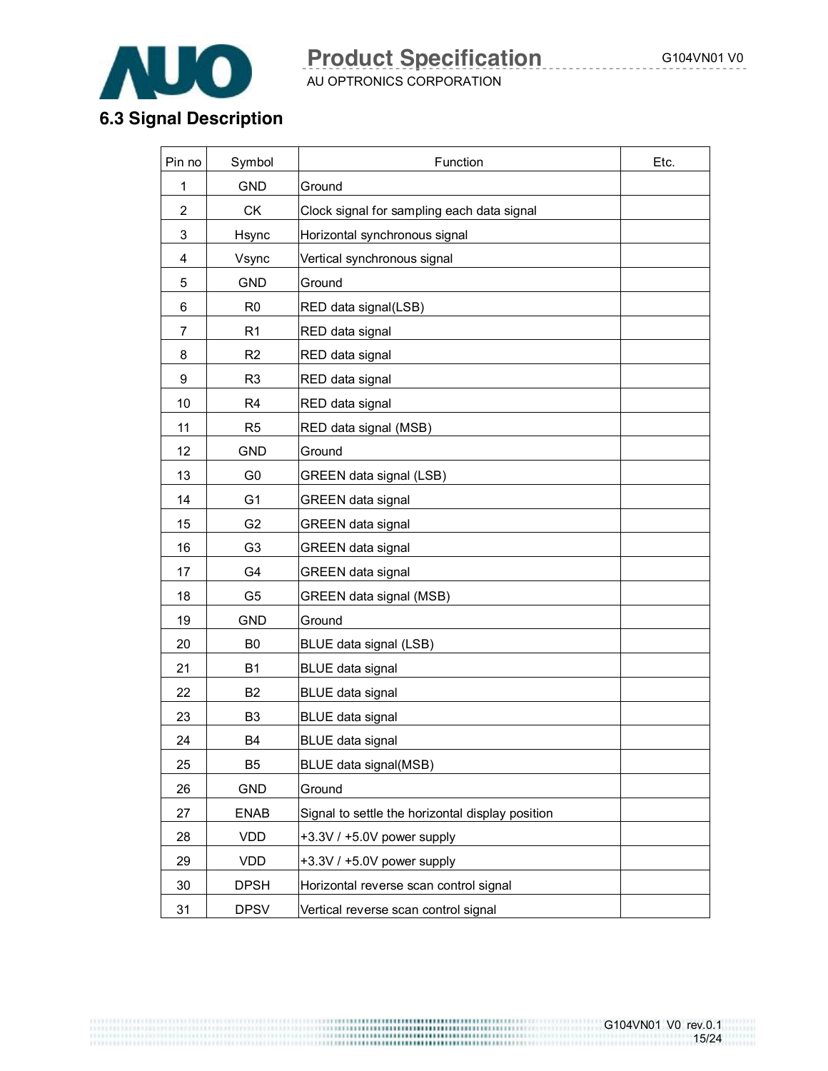## 6.3 Signal Description

| Pin no | Symbol | Function | Etc. |
|---|---|---|---|
| 1 | GND | Ground | |
| 2 | CK | Clock signal for sampling each data signal | |
| 3 | Hsync | Horizontal synchronous signal | |
| 4 | Vsync | Vertical synchronous signal | |
| 5 | GND | Ground | |
| 6 | R0 | RED data signal(LSB) | |
| 7 | R1 | RED data signal | |
| 8 | R2 | RED data signal | |
| 9 | R3 | RED data signal | |
| 10 | R4 | RED data signal | |
| 11 | R5 | RED data signal (MSB) | |
| 12 | GND | Ground | |
| 13 | G0 | GREEN data signal (LSB) | |
| 14 | G1 | GREEN data signal | |
| 15 | G2 | GREEN data signal | |
| 16 | G3 | GREEN data signal | |
| 17 | G4 | GREEN data signal | |
| 18 | G5 | GREEN data signal (MSB) | |
| 19 | GND | Ground | |
| 20 | B0 | BLUE data signal (LSB) | |
| 21 | B1 | BLUE data signal | |
| 22 | B2 | BLUE data signal | |
| 23 | B3 | BLUE data signal | |
| 24 | B4 | BLUE data signal | |
| 25 | B5 | BLUE data signal(MSB) | |
| 26 | GND | Ground | |
| 27 | ENAB | Signal to settle the horizontal display position | |
| 28 | VDD | +3.3V / +5.0V power supply | |
| 29 | VDD | +3.3V / +5.0V power supply | |
| 30 | DPSH | Horizontal reverse scan control signal | |
| 31 | DPSV | Vertical reverse scan control signal | |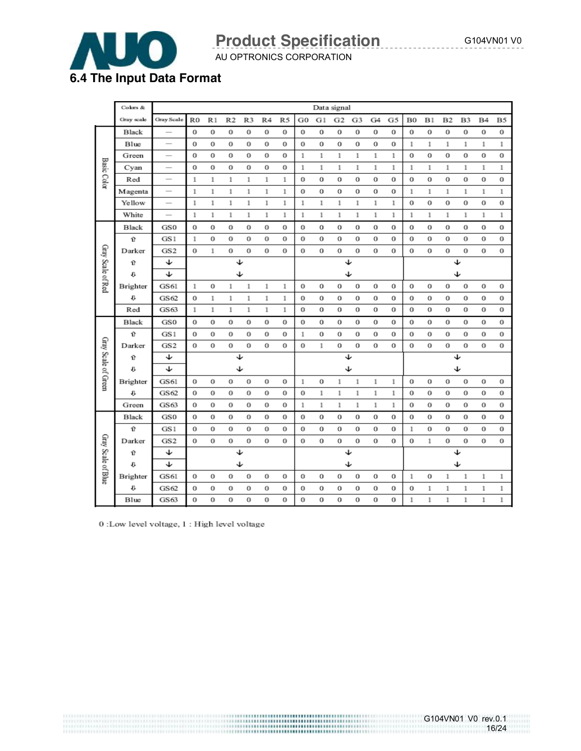## 6.4 The Input Data Format

| Colors & Gray scale | | Gray Scale | R0 | R1 | R2 | R3 | R4 | R5 | G0 | G1 | G2 | G3 | G4 | G5 | B0 | B1 | B2 | B3 | B4 | B5 |
|---|---|---|---|---|---|---|---|---|---|---|---|---|---|---|---|---|---|---|---|---|
| | | | Data signal | | | | | | | | | | | | | | | | | |
| Basic Color | Black | — | 0 | 0 | 0 | 0 | 0 | 0 | 0 | 0 | 0 | 0 | 0 | 0 | 0 | 0 | 0 | 0 | 0 | 0 |
| | Blue | — | 0 | 0 | 0 | 0 | 0 | 0 | 0 | 0 | 0 | 0 | 0 | 0 | 1 | 1 | 1 | 1 | 1 | 1 |
| | Green | — | 0 | 0 | 0 | 0 | 0 | 0 | 1 | 1 | 1 | 1 | 1 | 1 | 0 | 0 | 0 | 0 | 0 | 0 |
| | Cyan | — | 0 | 0 | 0 | 0 | 0 | 0 | 1 | 1 | 1 | 1 | 1 | 1 | 1 | 1 | 1 | 1 | 1 | 1 |
| | Red | — | 1 | 1 | 1 | 1 | 1 | 1 | 0 | 0 | 0 | 0 | 0 | 0 | 0 | 0 | 0 | 0 | 0 | 0 |
| | Magenta | — | 1 | 1 | 1 | 1 | 1 | 1 | 0 | 0 | 0 | 0 | 0 | 0 | 1 | 1 | 1 | 1 | 1 | 1 |
| | Yellow | — | 1 | 1 | 1 | 1 | 1 | 1 | 1 | 1 | 1 | 1 | 1 | 1 | 0 | 0 | 0 | 0 | 0 | 0 |
| | White | — | 1 | 1 | 1 | 1 | 1 | 1 | 1 | 1 | 1 | 1 | 1 | 1 | 1 | 1 | 1 | 1 | 1 | 1 |
| Gray Scale of Red | Black | GS0 | 0 | 0 | 0 | 0 | 0 | 0 | 0 | 0 | 0 | 0 | 0 | 0 | 0 | 0 | 0 | 0 | 0 | 0 |
| | ⇧ | GS1 | 1 | 0 | 0 | 0 | 0 | 0 | 0 | 0 | 0 | 0 | 0 | 0 | 0 | 0 | 0 | 0 | 0 | 0 |
| | Darker | GS2 | 0 | 1 | 0 | 0 | 0 | 0 | 0 | 0 | 0 | 0 | 0 | 0 | 0 | 0 | 0 | 0 | 0 | 0 |
| | ⇧ | ↓ | | | ↓ | | | | | | ↓ | | | | | | ↓ | | | |
| | ⇩ | ↓ | | | ↓ | | | | | | ↓ | | | | | | ↓ | | | |
| | Brighter | GS61 | 1 | 0 | 1 | 1 | 1 | 1 | 0 | 0 | 0 | 0 | 0 | 0 | 0 | 0 | 0 | 0 | 0 | 0 |
| | ⇩ | GS62 | 0 | 1 | 1 | 1 | 1 | 1 | 0 | 0 | 0 | 0 | 0 | 0 | 0 | 0 | 0 | 0 | 0 | 0 |
| | Red | GS63 | 1 | 1 | 1 | 1 | 1 | 1 | 0 | 0 | 0 | 0 | 0 | 0 | 0 | 0 | 0 | 0 | 0 | 0 |
| Gray Scale of Green | Black | GS0 | 0 | 0 | 0 | 0 | 0 | 0 | 0 | 0 | 0 | 0 | 0 | 0 | 0 | 0 | 0 | 0 | 0 | 0 |
| | ⇧ | GS1 | 0 | 0 | 0 | 0 | 0 | 0 | 1 | 0 | 0 | 0 | 0 | 0 | 0 | 0 | 0 | 0 | 0 | 0 |
| | Darker | GS2 | 0 | 0 | 0 | 0 | 0 | 0 | 0 | 1 | 0 | 0 | 0 | 0 | 0 | 0 | 0 | 0 | 0 | 0 |
| | ⇧ | ↓ | | | ↓ | | | | | | ↓ | | | | | | ↓ | | | |
| | ⇩ | ↓ | | | ↓ | | | | | | ↓ | | | | | | ↓ | | | |
| | Brighter | GS61 | 0 | 0 | 0 | 0 | 0 | 0 | 1 | 0 | 1 | 1 | 1 | 1 | 0 | 0 | 0 | 0 | 0 | 0 |
| | ⇩ | GS62 | 0 | 0 | 0 | 0 | 0 | 0 | 0 | 1 | 1 | 1 | 1 | 1 | 0 | 0 | 0 | 0 | 0 | 0 |
| | Green | GS63 | 0 | 0 | 0 | 0 | 0 | 0 | 1 | 1 | 1 | 1 | 1 | 1 | 0 | 0 | 0 | 0 | 0 | 0 |
| Gray Scale of Blue | Black | GS0 | 0 | 0 | 0 | 0 | 0 | 0 | 0 | 0 | 0 | 0 | 0 | 0 | 0 | 0 | 0 | 0 | 0 | 0 |
| | ⇧ | GS1 | 0 | 0 | 0 | 0 | 0 | 0 | 0 | 0 | 0 | 0 | 0 | 0 | 1 | 0 | 0 | 0 | 0 | 0 |
| | Darker | GS2 | 0 | 0 | 0 | 0 | 0 | 0 | 0 | 0 | 0 | 0 | 0 | 0 | 0 | 1 | 0 | 0 | 0 | 0 |
| | ⇧ | ↓ | | | ↓ | | | | | | ↓ | | | | | | ↓ | | | |
| | ⇩ | ↓ | | | ↓ | | | | | | ↓ | | | | | | ↓ | | | |
| | Brighter | GS61 | 0 | 0 | 0 | 0 | 0 | 0 | 0 | 0 | 0 | 0 | 0 | 0 | 1 | 0 | 1 | 1 | 1 | 1 |
| | ⇩ | GS62 | 0 | 0 | 0 | 0 | 0 | 0 | 0 | 0 | 0 | 0 | 0 | 0 | 0 | 1 | 1 | 1 | 1 | 1 |
| | Blue | GS63 | 0 | 0 | 0 | 0 | 0 | 0 | 0 | 0 | 0 | 0 | 0 | 0 | 1 | 1 | 1 | 1 | 1 | 1 |

0 :Low level voltage, 1 : High level voltage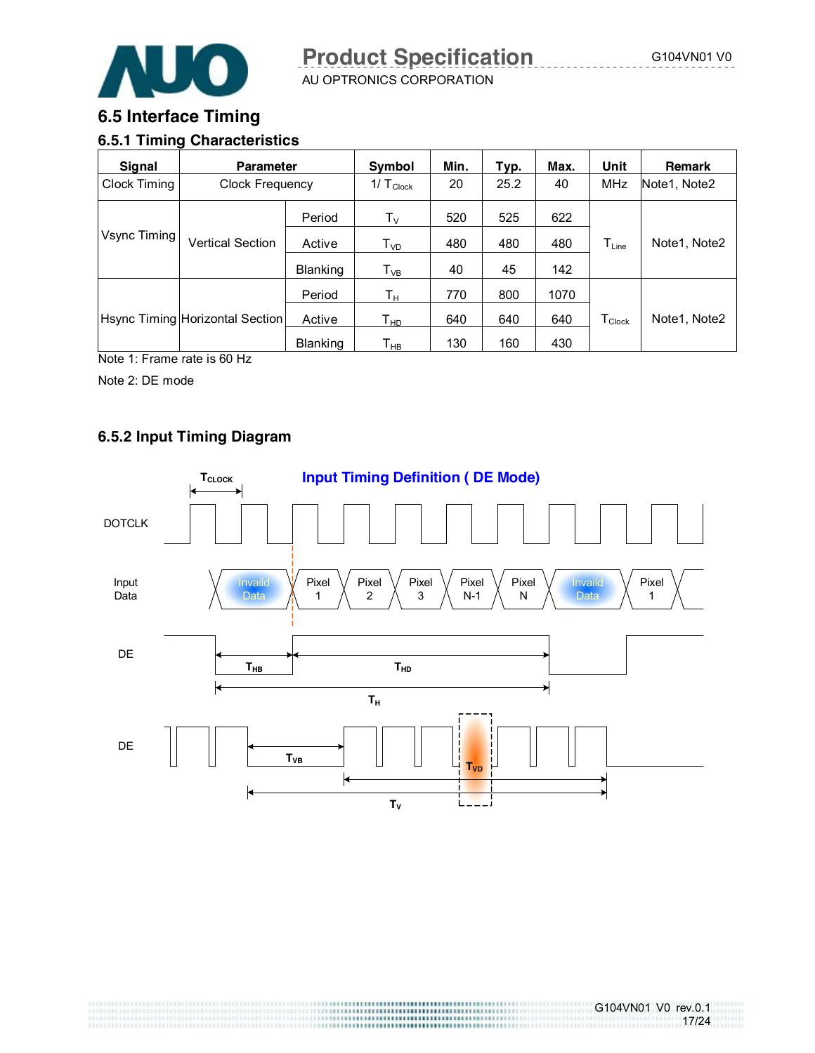## 6.5 Interface Timing

### 6.5.1 Timing Characteristics

| Signal | Parameter | | Symbol | Min. | Typ. | Max. | Unit | Remark |
|---|---|---|---|---|---|---|---|---|
| Clock Timing | Clock Frequency | | $1/T_{Clock}$ | 20 | 25.2 | 40 | MHz | Note1, Note2 |
| Vsync Timing | Vertical Section | Period | $T_V$ | 520 | 525 | 622 | $T_{Line}$ | Note1, Note2 |
| | | Active | $T_{VD}$ | 480 | 480 | 480 | | |
| | | Blanking | $T_{VB}$ | 40 | 45 | 142 | | |
| Hsync Timing | Horizontal Section | Period | $T_H$ | 770 | 800 | 1070 | $T_{Clock}$ | Note1, Note2 |
| | | Active | $T_{HD}$ | 640 | 640 | 640 | | |
| | | Blanking | $T_{HB}$ | 130 | 160 | 430 | | |

Note 1: Frame rate is 60 Hz

Note 2: DE mode

### 6.5.2 Input Timing Diagram

**Input Timing Definition ( DE Mode)**

$T_{CLOCK}$

DOTCLK

Input Data: Invaild Data | Pixel 1 | Pixel 2 | Pixel 3 | Pixel N-1 | Pixel N | Invaild Data | Pixel 1

DE: $T_{HB}$, $T_{HD}$, $T_H$

DE: $T_{VB}$, $T_{VD}$, $T_V$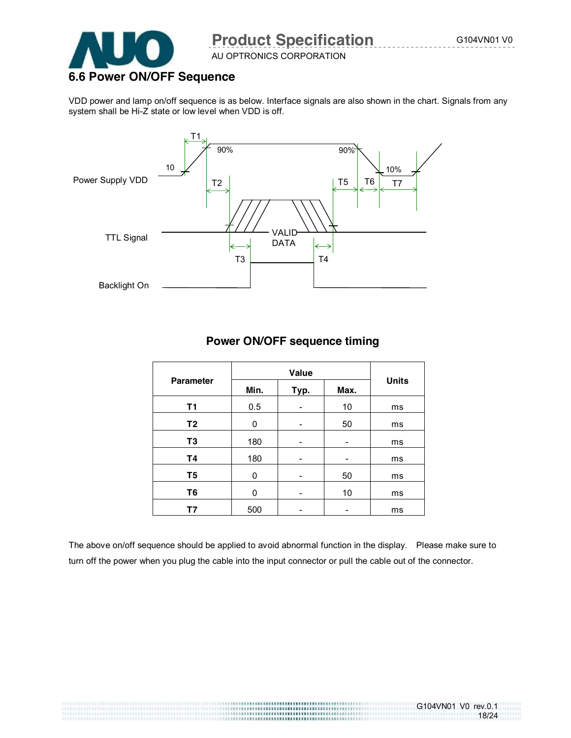## 6.6 Power ON/OFF Sequence

VDD power and lamp on/off sequence is as below. Interface signals are also shown in the chart. Signals from any system shall be Hi-Z state or low level when VDD is off.

### Power ON/OFF sequence timing

| Parameter | Value | | | Units |
|---|---|---|---|---|
| | Min. | Typ. | Max. | |
| T1 | 0.5 | - | 10 | ms |
| T2 | 0 | - | 50 | ms |
| T3 | 180 | - | - | ms |
| T4 | 180 | - | - | ms |
| T5 | 0 | - | 50 | ms |
| T6 | 0 | - | 10 | ms |
| T7 | 500 | - | - | ms |

The above on/off sequence should be applied to avoid abnormal function in the display. Please make sure to turn off the power when you plug the cable into the input connector or pull the cable out of the connector.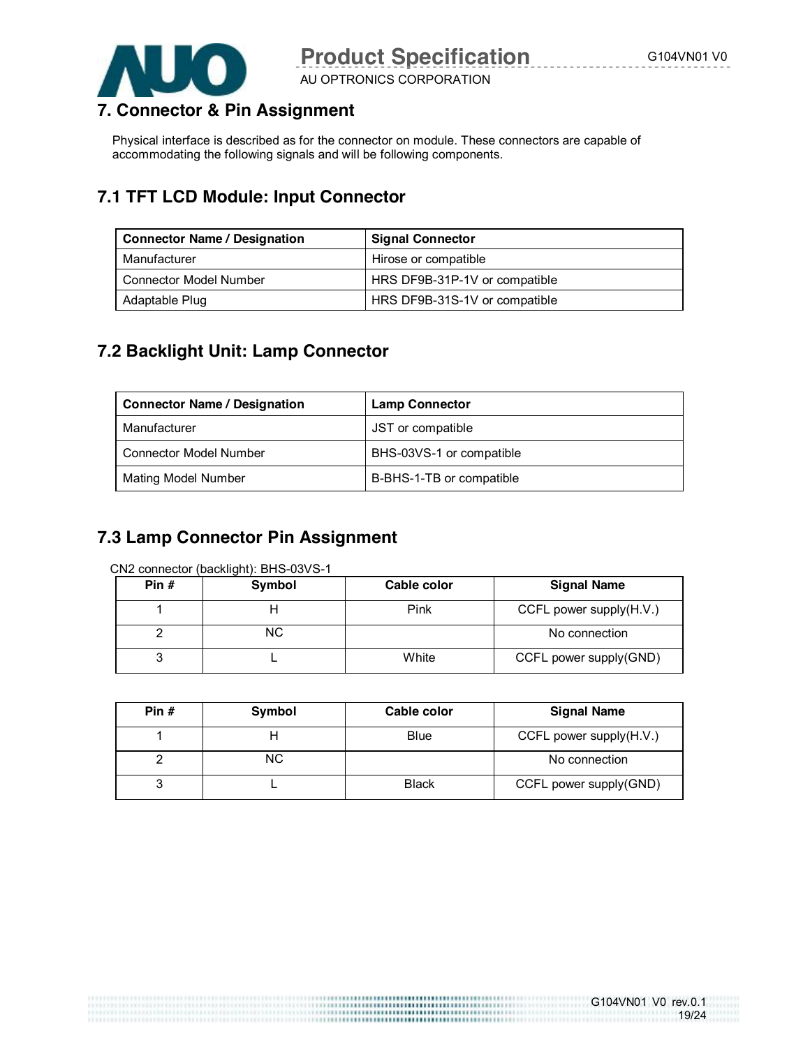# 7. Connector & Pin Assignment

Physical interface is described as for the connector on module. These connectors are capable of accommodating the following signals and will be following components.

## 7.1 TFT LCD Module: Input Connector

| Connector Name / Designation | Signal Connector |
|---|---|
| Manufacturer | Hirose or compatible |
| Connector Model Number | HRS DF9B-31P-1V or compatible |
| Adaptable Plug | HRS DF9B-31S-1V or compatible |

## 7.2 Backlight Unit: Lamp Connector

| Connector Name / Designation | Lamp Connector |
|---|---|
| Manufacturer | JST or compatible |
| Connector Model Number | BHS-03VS-1 or compatible |
| Mating Model Number | B-BHS-1-TB or compatible |

## 7.3 Lamp Connector Pin Assignment

CN2 connector (backlight): BHS-03VS-1

| Pin # | Symbol | Cable color | Signal Name |
|---|---|---|---|
| 1 | H | Pink | CCFL power supply(H.V.) |
| 2 | NC | | No connection |
| 3 | L | White | CCFL power supply(GND) |

| Pin # | Symbol | Cable color | Signal Name |
|---|---|---|---|
| 1 | H | Blue | CCFL power supply(H.V.) |
| 2 | NC | | No connection |
| 3 | L | Black | CCFL power supply(GND) |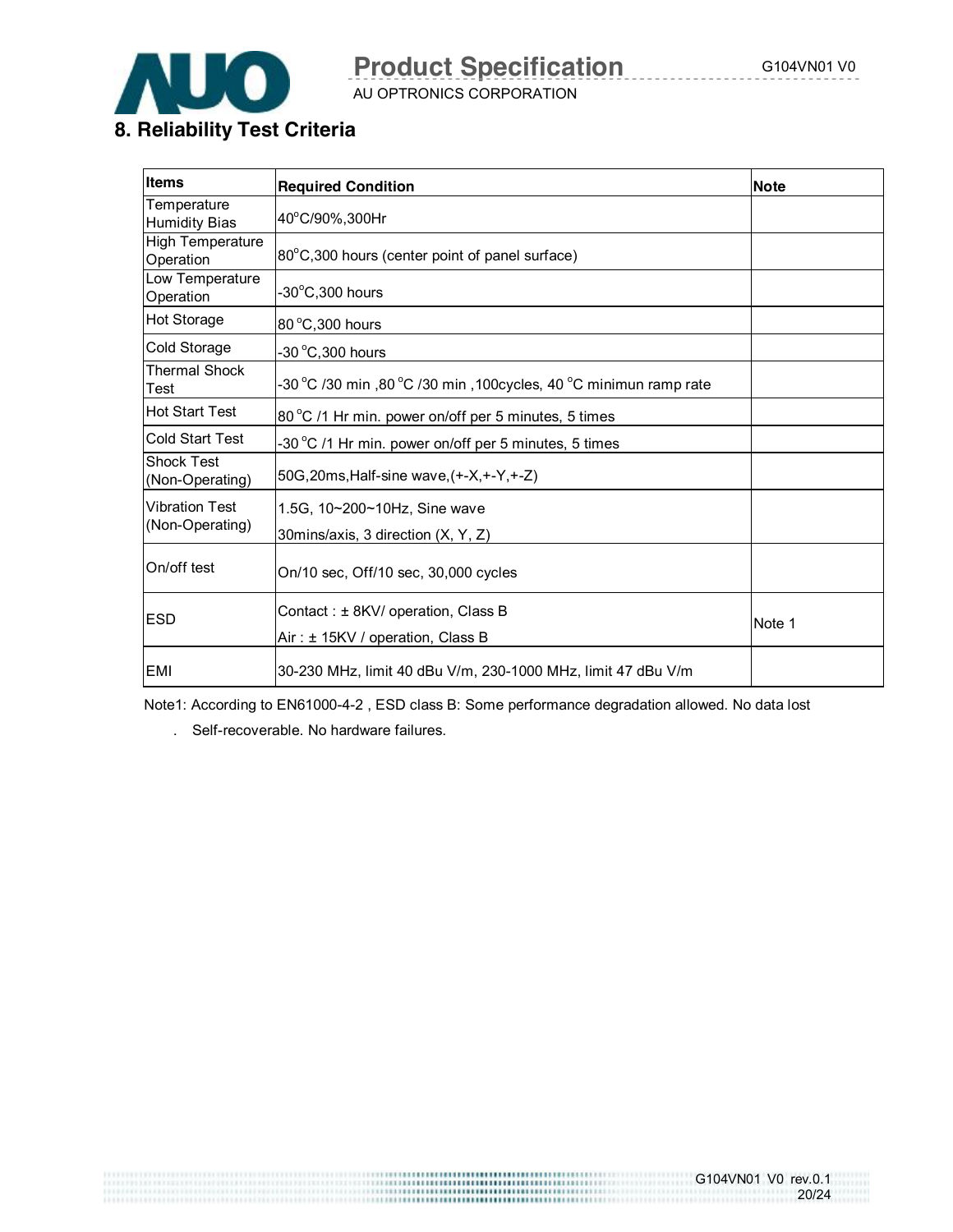# 8. Reliability Test Criteria

| Items | Required Condition | Note |
|---|---|---|
| Temperature Humidity Bias | 40°C/90%,300Hr | |
| High Temperature Operation | 80°C,300 hours (center point of panel surface) | |
| Low Temperature Operation | -30°C,300 hours | |
| Hot Storage | 80 °C,300 hours | |
| Cold Storage | -30 °C,300 hours | |
| Thermal Shock Test | -30 °C /30 min ,80 °C /30 min ,100cycles, 40 °C minimun ramp rate | |
| Hot Start Test | 80 °C /1 Hr min. power on/off per 5 minutes, 5 times | |
| Cold Start Test | -30 °C /1 Hr min. power on/off per 5 minutes, 5 times | |
| Shock Test (Non-Operating) | 50G,20ms,Half-sine wave,(+-X,+-Y,+-Z) | |
| Vibration Test (Non-Operating) | 1.5G, 10~200~10Hz, Sine wave<br>30mins/axis, 3 direction (X, Y, Z) | |
| On/off test | On/10 sec, Off/10 sec, 30,000 cycles | |
| ESD | Contact : ± 8KV/ operation, Class B<br>Air : ± 15KV / operation, Class B | Note 1 |
| EMI | 30-230 MHz, limit 40 dBu V/m, 230-1000 MHz, limit 47 dBu V/m | |

Note1: According to EN61000-4-2 , ESD class B: Some performance degradation allowed. No data lost

. Self-recoverable. No hardware failures.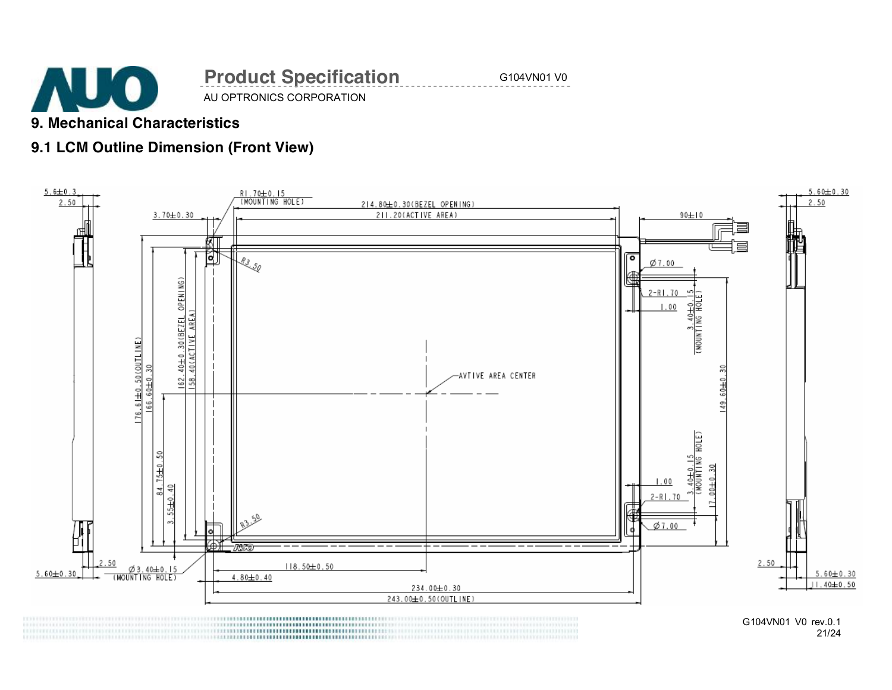## 9. Mechanical Characteristics

### 9.1 LCM Outline Dimension (Front View)

5.6±0.3
2.50
3.70±0.30
R1.70±0.15
(MOUNTING HOLE)
214.80±0.30(BEZEL OPENING)
211.20(ACTIVE AREA)
90±10
5.60±0.30
2.50
R3.50
Ø7.00
2-R1.70
1.00
3.40±0.15
(MOUNTING HOLE)
176.61±0.50(OUTLINE)
166.60±0.30
162.40±0.30(BEZEL OPENING)
158.40(ACTIVE AREA)
AVTIVE AREA CENTER
149.60±0.30
84.75±0.50
3.55±0.40
1.00
2-R1.70
3.40±0.15
(MOUNTING HOLE)
17.00±0.30
R3.50
Ø7.00
2.50
5.60±0.30
Ø3.40±0.15
(MOUNTING HOLE)
118.50±0.50
4.80±0.40
234.00±0.30
243.00±0.50(OUTLINE)
2.50
5.60±0.30
11.40±0.50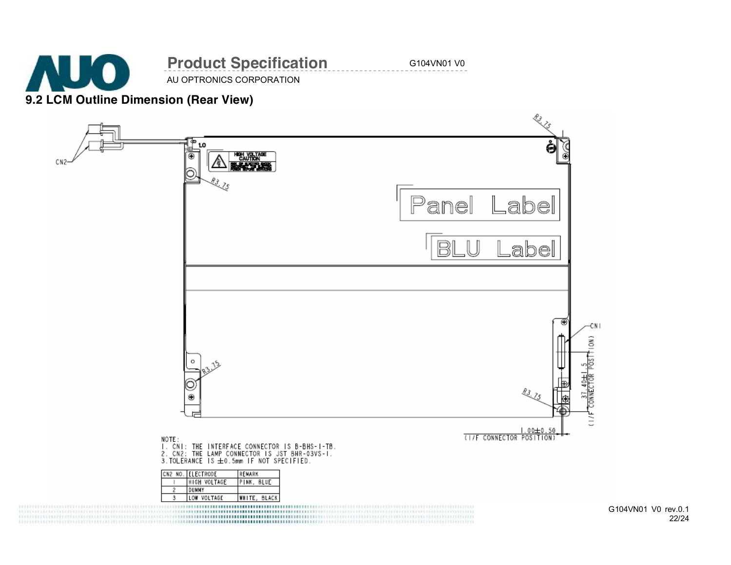## 9.2 LCM Outline Dimension (Rear View)

NOTE:

1. CN1: THE INTERFACE CONNECTOR IS B-BHS-1-TB.
2. CN2: THE LAMP CONNECTOR IS JST BHR-03VS-1.
3. TOLERANCE IS ±0.5mm IF NOT SPECIFIED.

| CN2 NO. | ELECTRODE | REMARK |
|---|---|---|
| 1 | HIGH VOLTAGE | PINK, BLUE |
| 2 | DUMMY | |
| 3 | LOW VOLTAGE | WHITE, BLACK |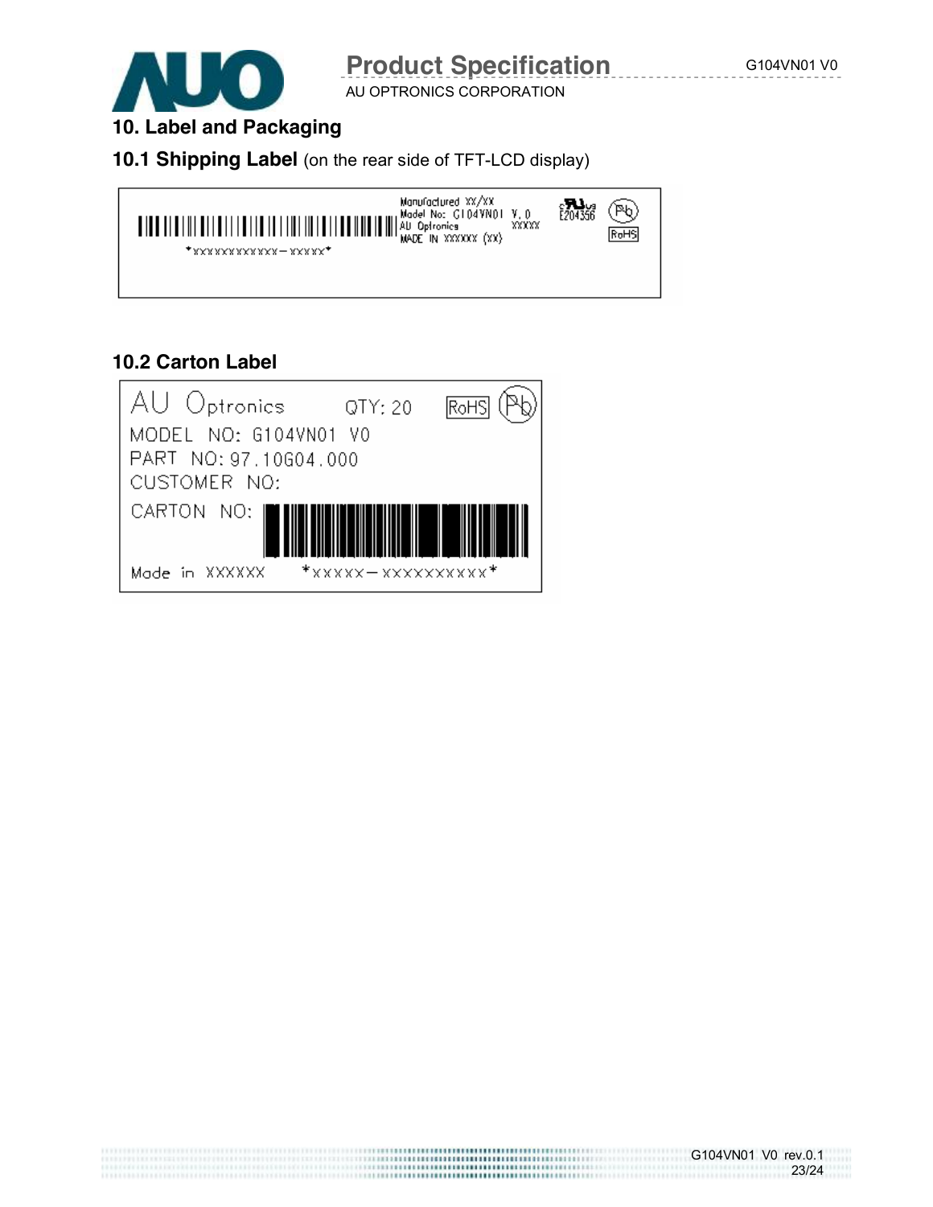## 10. Label and Packaging

### 10.1 Shipping Label (on the rear side of TFT-LCD display)

*xxxxxxxxxxxx-xxxxx*

Manufactured xx/xx
Model No: G104VN01 V.0
AU Optronics xxxxx
MADE IN xxxxxx (xx)

E204356

RoHS

### 10.2 Carton Label

AU Optronics QTY: 20 RoHS

MODEL NO: G104VN01 V0

PART NO: 97.10G04.000

CUSTOMER NO:

CARTON NO:

Made in XXXXXX *xxxxx-xxxxxxxxxx*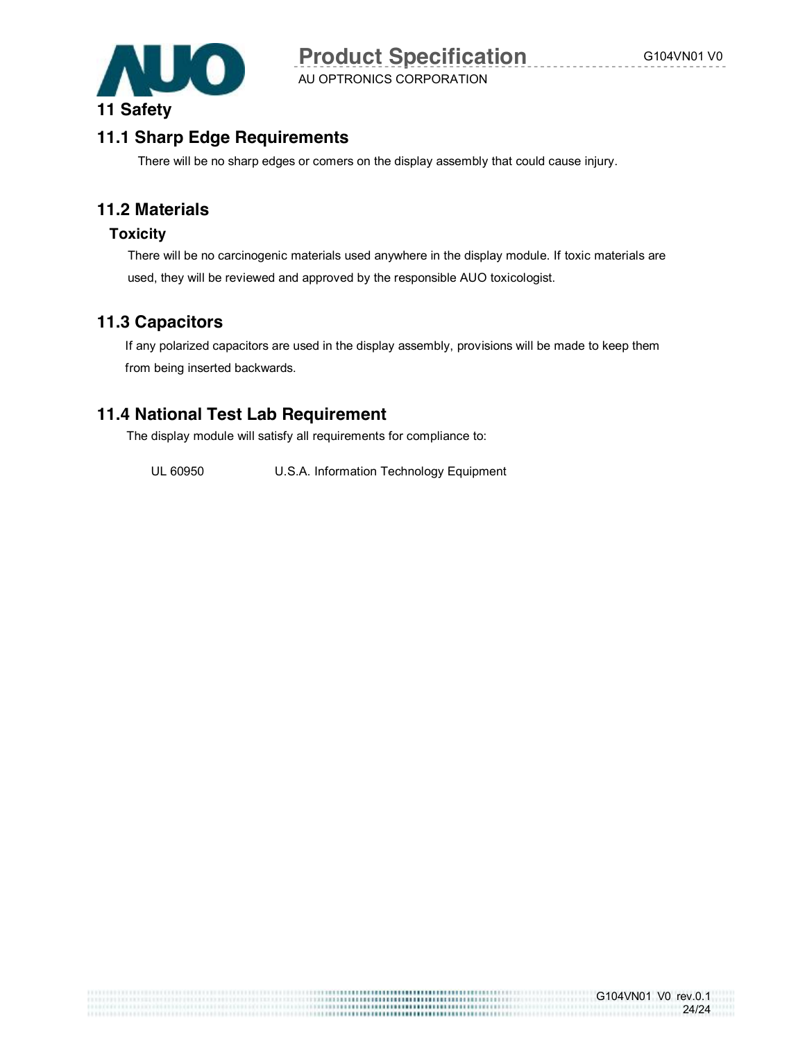# 11 Safety

## 11.1 Sharp Edge Requirements

There will be no sharp edges or comers on the display assembly that could cause injury.

## 11.2 Materials

### Toxicity

There will be no carcinogenic materials used anywhere in the display module. If toxic materials are used, they will be reviewed and approved by the responsible AUO toxicologist.

## 11.3 Capacitors

If any polarized capacitors are used in the display assembly, provisions will be made to keep them from being inserted backwards.

## 11.4 National Test Lab Requirement

The display module will satisfy all requirements for compliance to:

| | |
|---|---|
| UL 60950 | U.S.A. Information Technology Equipment |